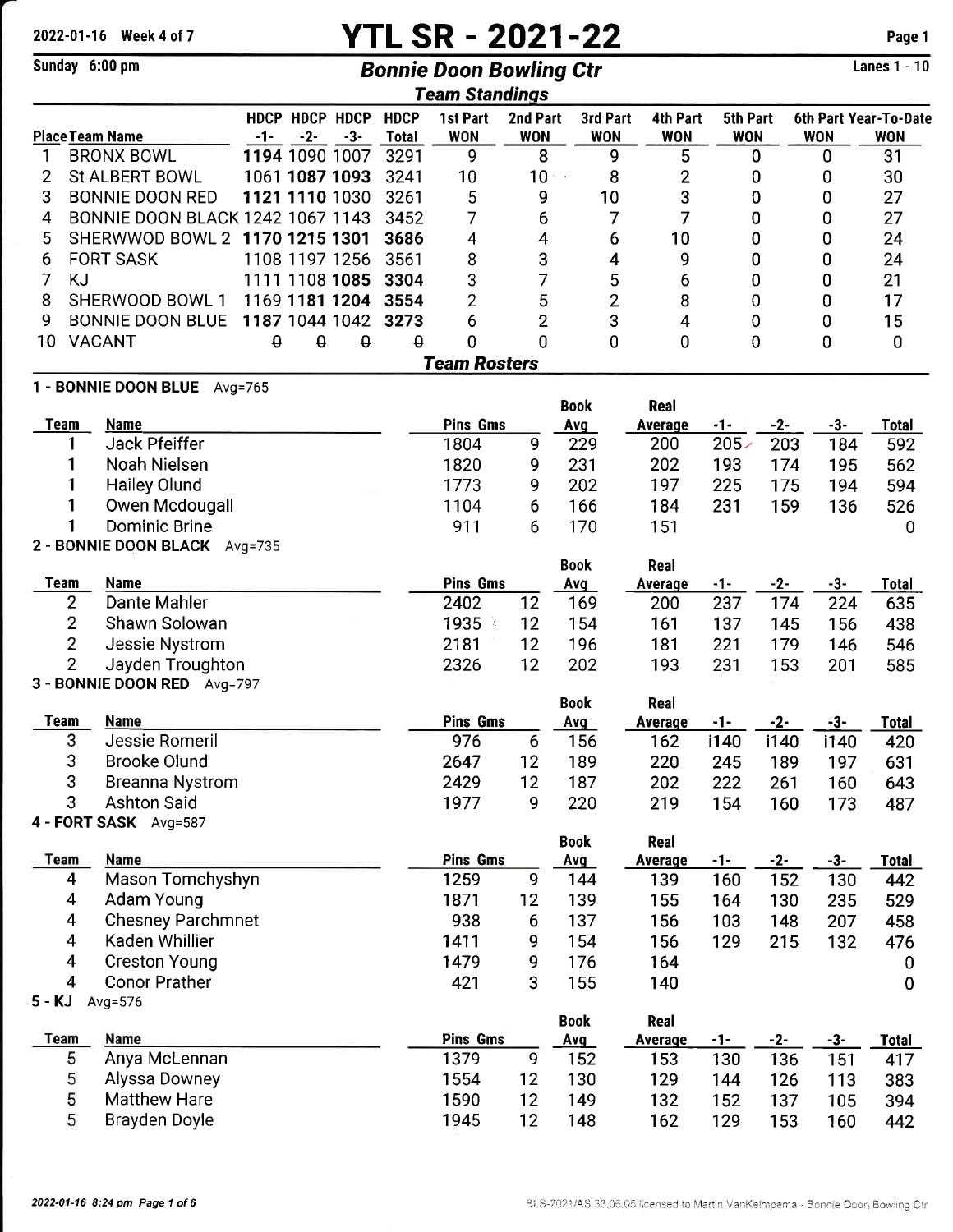2022-01-16 Week 4 of 7

Sunday 6:00 pm

# YTL SR - 2021-22

## Bonnie Doon Bowling Ctr

Lanes 1 - 10

### Team Standings

| Place | Team Name | HDCP -1- | HDCP -2- | HDCP -3- | HDCP Total | 1st Part WON | 2nd Part WON | 3rd Part WON | 4th Part WON | 5th Part WON | 6th Part WON | Year-To-Date WON |
|---|---|---|---|---|---|---|---|---|---|---|---|---|
| 1 | BRONX BOWL | **1194** | 1090 | 1007 | 3291 | 9 | 8 | 9 | 5 | 0 | 0 | 31 |
| 2 | St ALBERT BOWL | 1061 | **1087** | **1093** | 3241 | 10 | 10 | 8 | 2 | 0 | 0 | 30 |
| 3 | BONNIE DOON RED | **1121** | **1110** | 1030 | 3261 | 5 | 9 | 10 | 3 | 0 | 0 | 27 |
| 4 | BONNIE DOON BLACK | 1242 | 1067 | 1143 | 3452 | 7 | 6 | 7 | 7 | 0 | 0 | 27 |
| 5 | SHERWWOD BOWL 2 | **1170** | **1215** | **1301** | **3686** | 4 | 4 | 6 | 10 | 0 | 0 | 24 |
| 6 | FORT SASK | 1108 | 1197 | 1256 | 3561 | 8 | 3 | 4 | 9 | 0 | 0 | 24 |
| 7 | KJ | 1111 | 1108 | **1085** | **3304** | 3 | 7 | 5 | 6 | 0 | 0 | 21 |
| 8 | SHERWOOD BOWL 1 | 1169 | **1181** | **1204** | **3554** | 2 | 5 | 2 | 8 | 0 | 0 | 17 |
| 9 | BONNIE DOON BLUE | **1187** | 1044 | 1042 | **3273** | 6 | 2 | 3 | 4 | 0 | 0 | 15 |
| 10 | VACANT | 0 | 0 | 0 | 0 | 0 | 0 | 0 | 0 | 0 | 0 | 0 |

### Team Rosters

**1 - BONNIE DOON BLUE** Avg=765

| Team | Name | Pins | Gms | Book Avg | Real Average | -1- | -2- | -3- | Total |
|---|---|---|---|---|---|---|---|---|---|
| 1 | Jack Pfeiffer | 1804 | 9 | 229 | 200 | 205 | 203 | 184 | 592 |
| 1 | Noah Nielsen | 1820 | 9 | 231 | 202 | 193 | 174 | 195 | 562 |
| 1 | Hailey Olund | 1773 | 9 | 202 | 197 | 225 | 175 | 194 | 594 |
| 1 | Owen Mcdougall | 1104 | 6 | 166 | 184 | 231 | 159 | 136 | 526 |
| 1 | Dominic Brine | 911 | 6 | 170 | 151 | | | | 0 |

**2 - BONNIE DOON BLACK** Avg=735

| Team | Name | Pins | Gms | Book Avg | Real Average | -1- | -2- | -3- | Total |
|---|---|---|---|---|---|---|---|---|---|
| 2 | Dante Mahler | 2402 | 12 | 169 | 200 | 237 | 174 | 224 | 635 |
| 2 | Shawn Solowan | 1935 | 12 | 154 | 161 | 137 | 145 | 156 | 438 |
| 2 | Jessie Nystrom | 2181 | 12 | 196 | 181 | 221 | 179 | 146 | 546 |
| 2 | Jayden Troughton | 2326 | 12 | 202 | 193 | 231 | 153 | 201 | 585 |

**3 - BONNIE DOON RED** Avg=797

| Team | Name | Pins | Gms | Book Avg | Real Average | -1- | -2- | -3- | Total |
|---|---|---|---|---|---|---|---|---|---|
| 3 | Jessie Romeril | 976 | 6 | 156 | 162 | i140 | i140 | i140 | 420 |
| 3 | Brooke Olund | 2647 | 12 | 189 | 220 | 245 | 189 | 197 | 631 |
| 3 | Breanna Nystrom | 2429 | 12 | 187 | 202 | 222 | 261 | 160 | 643 |
| 3 | Ashton Said | 1977 | 9 | 220 | 219 | 154 | 160 | 173 | 487 |

**4 - FORT SASK** Avg=587

| Team | Name | Pins | Gms | Book Avg | Real Average | -1- | -2- | -3- | Total |
|---|---|---|---|---|---|---|---|---|---|
| 4 | Mason Tomchyshyn | 1259 | 9 | 144 | 139 | 160 | 152 | 130 | 442 |
| 4 | Adam Young | 1871 | 12 | 139 | 155 | 164 | 130 | 235 | 529 |
| 4 | Chesney Parchmnet | 938 | 6 | 137 | 156 | 103 | 148 | 207 | 458 |
| 4 | Kaden Whillier | 1411 | 9 | 154 | 156 | 129 | 215 | 132 | 476 |
| 4 | Creston Young | 1479 | 9 | 176 | 164 | | | | 0 |
| 4 | Conor Prather | 421 | 3 | 155 | 140 | | | | 0 |

**5 - KJ** Avg=576

| Team | Name | Pins | Gms | Book Avg | Real Average | -1- | -2- | -3- | Total |
|---|---|---|---|---|---|---|---|---|---|
| 5 | Anya McLennan | 1379 | 9 | 152 | 153 | 130 | 136 | 151 | 417 |
| 5 | Alyssa Downey | 1554 | 12 | 130 | 129 | 144 | 126 | 113 | 383 |
| 5 | Matthew Hare | 1590 | 12 | 149 | 132 | 152 | 137 | 105 | 394 |
| 5 | Brayden Doyle | 1945 | 12 | 148 | 162 | 129 | 153 | 160 | 442 |

BLS-2021/AS 33.06.05 licensed to Martin VanKelmpema - Bonnie Doon Bowling Ctr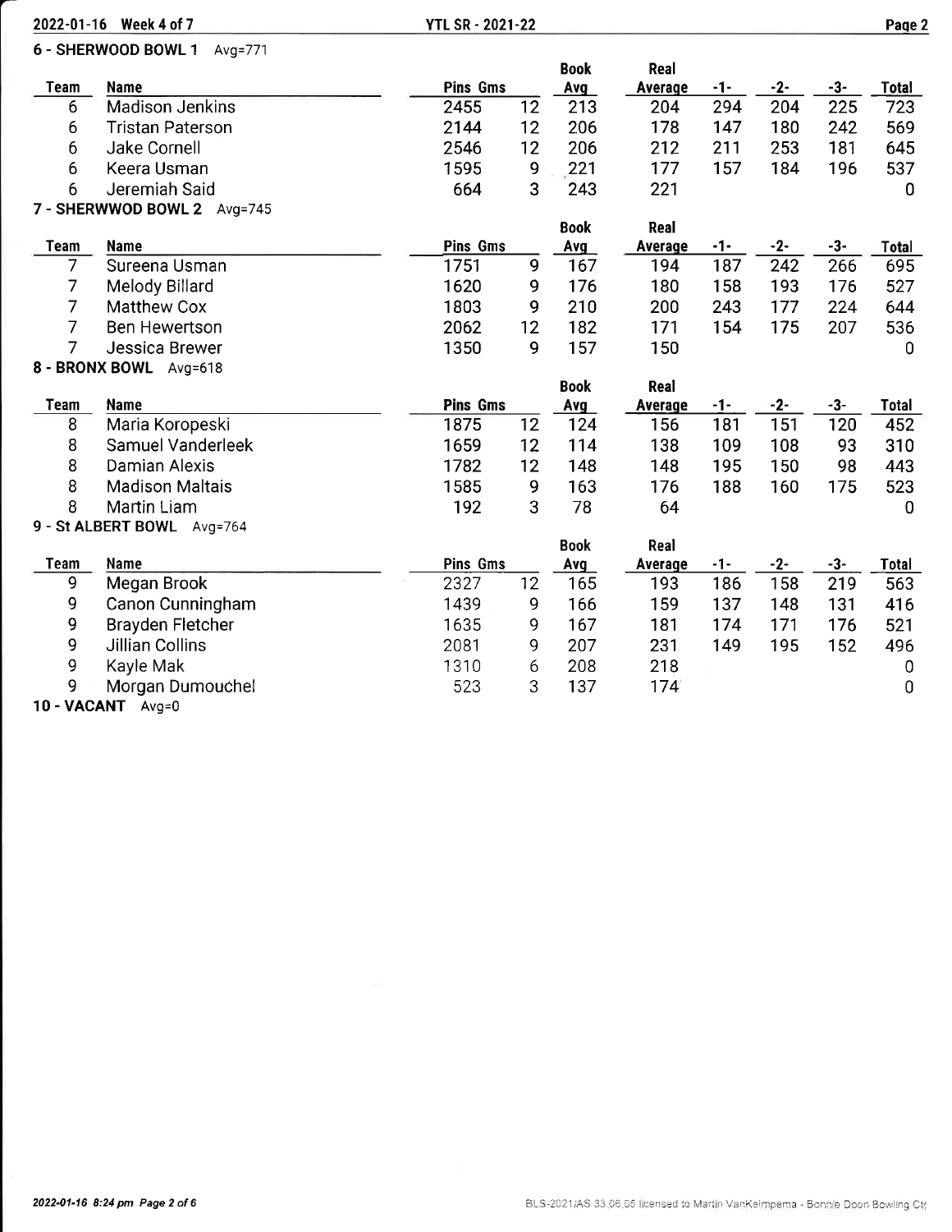## 6 - SHERWOOD BOWL 1 Avg=771

| Team | Name | Pins | Gms | Book Avg | Real Average | -1- | -2- | -3- | Total |
|---|---|---|---|---|---|---|---|---|---|
| 6 | Madison Jenkins | 2455 | 12 | 213 | 204 | 294 | 204 | 225 | 723 |
| 6 | Tristan Paterson | 2144 | 12 | 206 | 178 | 147 | 180 | 242 | 569 |
| 6 | Jake Cornell | 2546 | 12 | 206 | 212 | 211 | 253 | 181 | 645 |
| 6 | Keera Usman | 1595 | 9 | 221 | 177 | 157 | 184 | 196 | 537 |
| 6 | Jeremiah Said | 664 | 3 | 243 | 221 | | | | 0 |

## 7 - SHERWWOD BOWL 2 Avg=745

| Team | Name | Pins | Gms | Book Avg | Real Average | -1- | -2- | -3- | Total |
|---|---|---|---|---|---|---|---|---|---|
| 7 | Sureena Usman | 1751 | 9 | 167 | 194 | 187 | 242 | 266 | 695 |
| 7 | Melody Billard | 1620 | 9 | 176 | 180 | 158 | 193 | 176 | 527 |
| 7 | Matthew Cox | 1803 | 9 | 210 | 200 | 243 | 177 | 224 | 644 |
| 7 | Ben Hewertson | 2062 | 12 | 182 | 171 | 154 | 175 | 207 | 536 |
| 7 | Jessica Brewer | 1350 | 9 | 157 | 150 | | | | 0 |

## 8 - BRONX BOWL Avg=618

| Team | Name | Pins | Gms | Book Avg | Real Average | -1- | -2- | -3- | Total |
|---|---|---|---|---|---|---|---|---|---|
| 8 | Maria Koropeski | 1875 | 12 | 124 | 156 | 181 | 151 | 120 | 452 |
| 8 | Samuel Vanderleek | 1659 | 12 | 114 | 138 | 109 | 108 | 93 | 310 |
| 8 | Damian Alexis | 1782 | 12 | 148 | 148 | 195 | 150 | 98 | 443 |
| 8 | Madison Maltais | 1585 | 9 | 163 | 176 | 188 | 160 | 175 | 523 |
| 8 | Martin Liam | 192 | 3 | 78 | 64 | | | | 0 |

## 9 - St ALBERT BOWL Avg=764

| Team | Name | Pins | Gms | Book Avg | Real Average | -1- | -2- | -3- | Total |
|---|---|---|---|---|---|---|---|---|---|
| 9 | Megan Brook | 2327 | 12 | 165 | 193 | 186 | 158 | 219 | 563 |
| 9 | Canon Cunningham | 1439 | 9 | 166 | 159 | 137 | 148 | 131 | 416 |
| 9 | Brayden Fletcher | 1635 | 9 | 167 | 181 | 174 | 171 | 176 | 521 |
| 9 | Jillian Collins | 2081 | 9 | 207 | 231 | 149 | 195 | 152 | 496 |
| 9 | Kayle Mak | 1310 | 6 | 208 | 218 | | | | 0 |
| 9 | Morgan Dumouchel | 523 | 3 | 137 | 174 | | | | 0 |

## 10 - VACANT Avg=0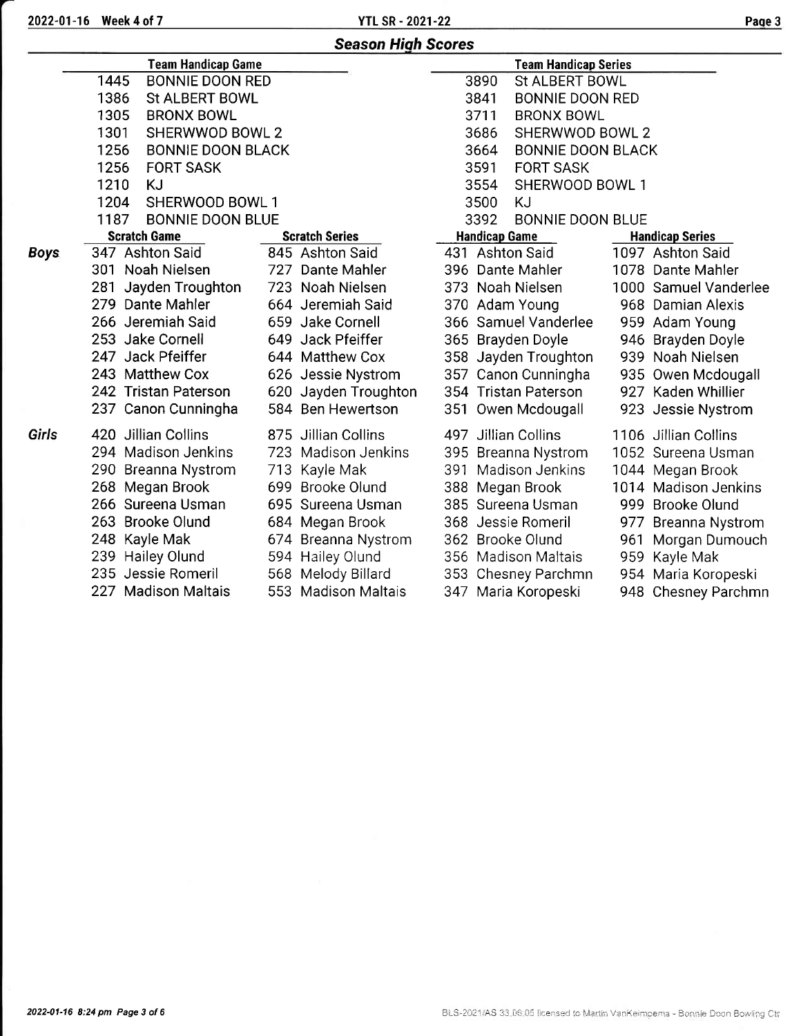## Season High Scores

| Team Handicap Game | | Team Handicap Series | |
|---|---|---|---|
| 1445 | BONNIE DOON RED | 3890 | St ALBERT BOWL |
| 1386 | St ALBERT BOWL | 3841 | BONNIE DOON RED |
| 1305 | BRONX BOWL | 3711 | BRONX BOWL |
| 1301 | SHERWWOD BOWL 2 | 3686 | SHERWWOD BOWL 2 |
| 1256 | BONNIE DOON BLACK | 3664 | BONNIE DOON BLACK |
| 1256 | FORT SASK | 3591 | FORT SASK |
| 1210 | KJ | 3554 | SHERWOOD BOWL 1 |
| 1204 | SHERWOOD BOWL 1 | 3500 | KJ |
| 1187 | BONNIE DOON BLUE | 3392 | BONNIE DOON BLUE |

| | Scratch Game | Scratch Series | Handicap Game | Handicap Series |
|---|---|---|---|---|
| **Boys** | 347 Ashton Said | 845 Ashton Said | 431 Ashton Said | 1097 Ashton Said |
| | 301 Noah Nielsen | 727 Dante Mahler | 396 Dante Mahler | 1078 Dante Mahler |
| | 281 Jayden Troughton | 723 Noah Nielsen | 373 Noah Nielsen | 1000 Samuel Vanderlee |
| | 279 Dante Mahler | 664 Jeremiah Said | 370 Adam Young | 968 Damian Alexis |
| | 266 Jeremiah Said | 659 Jake Cornell | 366 Samuel Vanderlee | 959 Adam Young |
| | 253 Jake Cornell | 649 Jack Pfeiffer | 365 Brayden Doyle | 946 Brayden Doyle |
| | 247 Jack Pfeiffer | 644 Matthew Cox | 358 Jayden Troughton | 939 Noah Nielsen |
| | 243 Matthew Cox | 626 Jessie Nystrom | 357 Canon Cunningha | 935 Owen Mcdougall |
| | 242 Tristan Paterson | 620 Jayden Troughton | 354 Tristan Paterson | 927 Kaden Whillier |
| | 237 Canon Cunningha | 584 Ben Hewertson | 351 Owen Mcdougall | 923 Jessie Nystrom |
| **Girls** | 420 Jillian Collins | 875 Jillian Collins | 497 Jillian Collins | 1106 Jillian Collins |
| | 294 Madison Jenkins | 723 Madison Jenkins | 395 Breanna Nystrom | 1052 Sureena Usman |
| | 290 Breanna Nystrom | 713 Kayle Mak | 391 Madison Jenkins | 1044 Megan Brook |
| | 268 Megan Brook | 699 Brooke Olund | 388 Megan Brook | 1014 Madison Jenkins |
| | 266 Sureena Usman | 695 Sureena Usman | 385 Sureena Usman | 999 Brooke Olund |
| | 263 Brooke Olund | 684 Megan Brook | 368 Jessie Romeril | 977 Breanna Nystrom |
| | 248 Kayle Mak | 674 Breanna Nystrom | 362 Brooke Olund | 961 Morgan Dumouch |
| | 239 Hailey Olund | 594 Hailey Olund | 356 Madison Maltais | 959 Kayle Mak |
| | 235 Jessie Romeril | 568 Melody Billard | 353 Chesney Parchmn | 954 Maria Koropeski |
| | 227 Madison Maltais | 553 Madison Maltais | 347 Maria Koropeski | 948 Chesney Parchmn |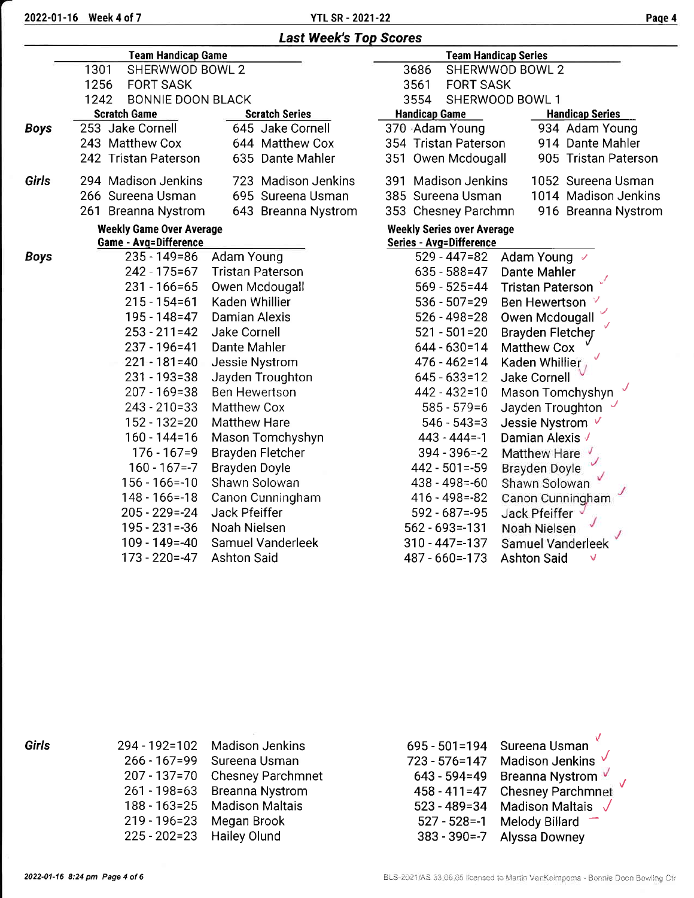## Last Week's Top Scores

| Team Handicap Game | | Team Handicap Series | |
|---|---|---|---|
| 1301 | SHERWWOD BOWL 2 | 3686 | SHERWWOD BOWL 2 |
| 1256 | FORT SASK | 3561 | FORT SASK |
| 1242 | BONNIE DOON BLACK | 3554 | SHERWOOD BOWL 1 |

| | Scratch Game | Scratch Series | Handicap Game | Handicap Series |
|---|---|---|---|---|
| **Boys** | 253 Jake Cornell | 645 Jake Cornell | 370 Adam Young | 934 Adam Young |
| | 243 Matthew Cox | 644 Matthew Cox | 354 Tristan Paterson | 914 Dante Mahler |
| | 242 Tristan Paterson | 635 Dante Mahler | 351 Owen Mcdougall | 905 Tristan Paterson |
| **Girls** | 294 Madison Jenkins | 723 Madison Jenkins | 391 Madison Jenkins | 1052 Sureena Usman |
| | 266 Sureena Usman | 695 Sureena Usman | 385 Sureena Usman | 1014 Madison Jenkins |
| | 261 Breanna Nystrom | 643 Breanna Nystrom | 353 Chesney Parchmn | 916 Breanna Nystrom |

### Weekly Game Over Average / Weekly Series over Average

| | Game - Avg=Difference | | Series - Avg=Difference | |
|---|---|---|---|---|
| **Boys** | 235 - 149=86 | Adam Young | 529 - 447=82 | Adam Young |
| | 242 - 175=67 | Tristan Paterson | 635 - 588=47 | Dante Mahler |
| | 231 - 166=65 | Owen Mcdougall | 569 - 525=44 | Tristan Paterson |
| | 215 - 154=61 | Kaden Whillier | 536 - 507=29 | Ben Hewertson |
| | 195 - 148=47 | Damian Alexis | 526 - 498=28 | Owen Mcdougall |
| | 253 - 211=42 | Jake Cornell | 521 - 501=20 | Brayden Fletcher |
| | 237 - 196=41 | Dante Mahler | 644 - 630=14 | Matthew Cox |
| | 221 - 181=40 | Jessie Nystrom | 476 - 462=14 | Kaden Whillier |
| | 231 - 193=38 | Jayden Troughton | 645 - 633=12 | Jake Cornell |
| | 207 - 169=38 | Ben Hewertson | 442 - 432=10 | Mason Tomchyshyn |
| | 243 - 210=33 | Matthew Cox | 585 - 579=6 | Jayden Troughton |
| | 152 - 132=20 | Matthew Hare | 546 - 543=3 | Jessie Nystrom |
| | 160 - 144=16 | Mason Tomchyshyn | 443 - 444=-1 | Damian Alexis |
| | 176 - 167=9 | Brayden Fletcher | 394 - 396=-2 | Matthew Hare |
| | 160 - 167=-7 | Brayden Doyle | 442 - 501=-59 | Brayden Doyle |
| | 156 - 166=-10 | Shawn Solowan | 438 - 498=-60 | Shawn Solowan |
| | 148 - 166=-18 | Canon Cunningham | 416 - 498=-82 | Canon Cunningham |
| | 205 - 229=-24 | Jack Pfeiffer | 592 - 687=-95 | Jack Pfeiffer |
| | 195 - 231=-36 | Noah Nielsen | 562 - 693=-131 | Noah Nielsen |
| | 109 - 149=-40 | Samuel Vanderleek | 310 - 447=-137 | Samuel Vanderleek |
| | 173 - 220=-47 | Ashton Said | 487 - 660=-173 | Ashton Said |
| **Girls** | 294 - 192=102 | Madison Jenkins | 695 - 501=194 | Sureena Usman |
| | 266 - 167=99 | Sureena Usman | 723 - 576=147 | Madison Jenkins |
| | 207 - 137=70 | Chesney Parchmnet | 643 - 594=49 | Breanna Nystrom |
| | 261 - 198=63 | Breanna Nystrom | 458 - 411=47 | Chesney Parchmnet |
| | 188 - 163=25 | Madison Maltais | 523 - 489=34 | Madison Maltais |
| | 219 - 196=23 | Megan Brook | 527 - 528=-1 | Melody Billard |
| | 225 - 202=23 | Hailey Olund | 383 - 390=-7 | Alyssa Downey |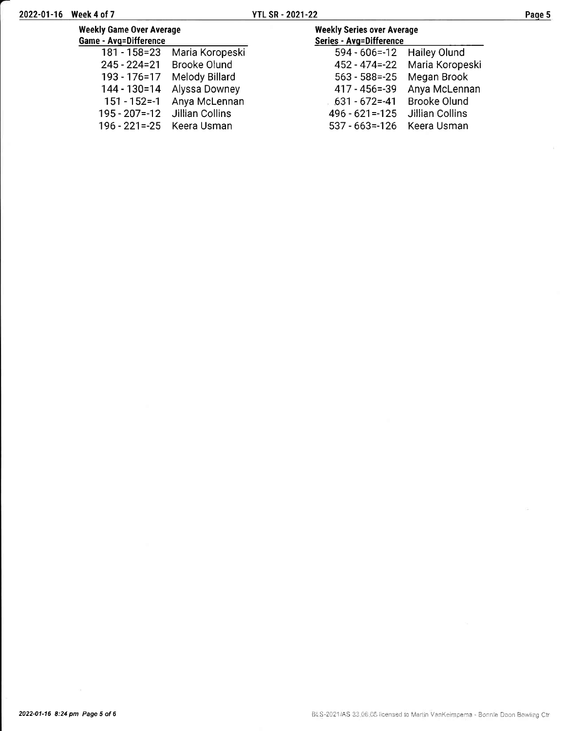## Weekly Game Over Average

| Game - Avg=Difference | |
|---|---|
| 181 - 158=23 | Maria Koropeski |
| 245 - 224=21 | Brooke Olund |
| 193 - 176=17 | Melody Billard |
| 144 - 130=14 | Alyssa Downey |
| 151 - 152=-1 | Anya McLennan |
| 195 - 207=-12 | Jillian Collins |
| 196 - 221=-25 | Keera Usman |

## Weekly Series over Average

| Series - Avg=Difference | |
|---|---|
| 594 - 606=-12 | Hailey Olund |
| 452 - 474=-22 | Maria Koropeski |
| 563 - 588=-25 | Megan Brook |
| 417 - 456=-39 | Anya McLennan |
| 631 - 672=-41 | Brooke Olund |
| 496 - 621=-125 | Jillian Collins |
| 537 - 663=-126 | Keera Usman |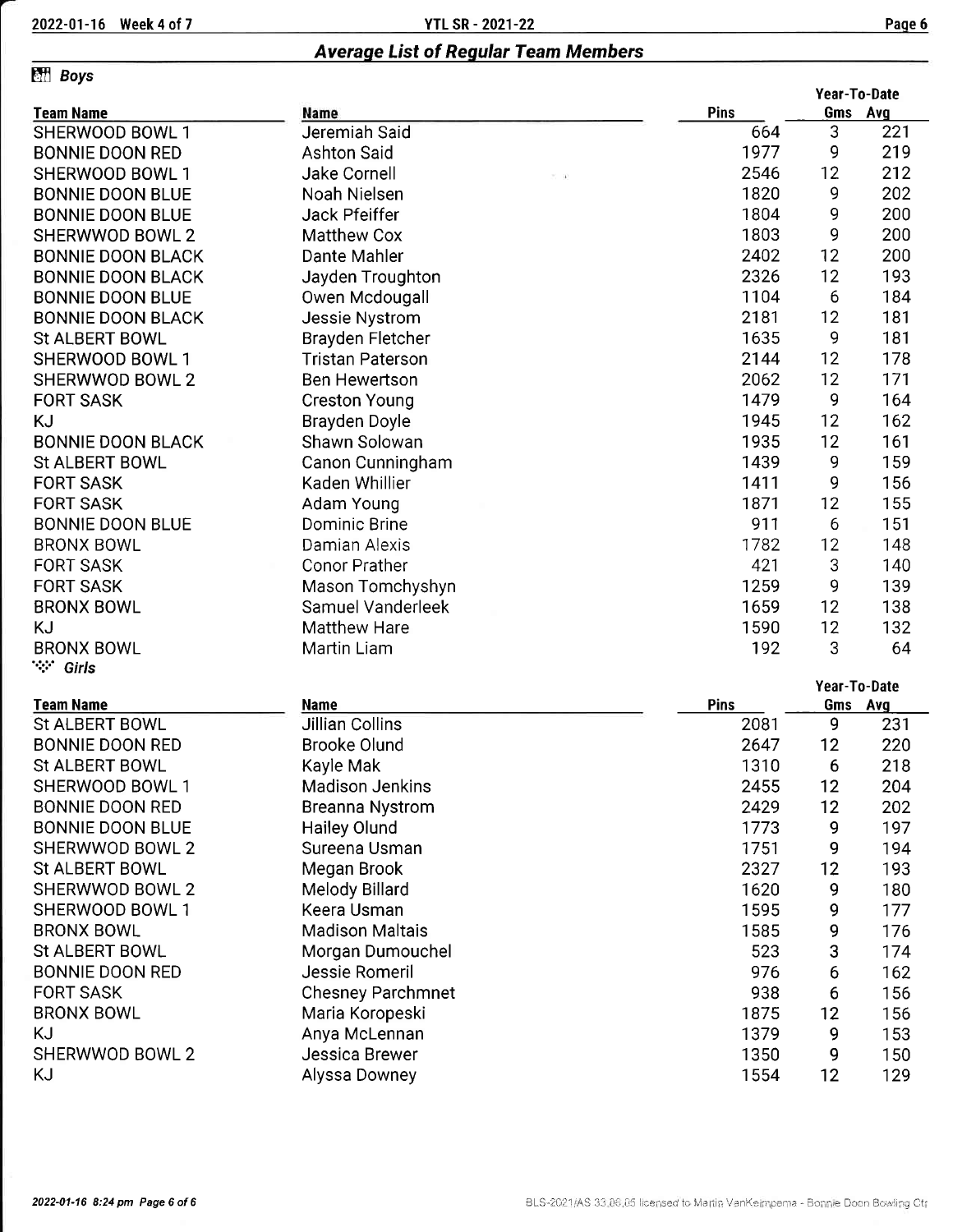## Average List of Regular Team Members

### Boys

| Team Name | Name | Pins | Year-To-Date Gms | Year-To-Date Avg |
|---|---|---|---|---|
| SHERWOOD BOWL 1 | Jeremiah Said | 664 | 3 | 221 |
| BONNIE DOON RED | Ashton Said | 1977 | 9 | 219 |
| SHERWOOD BOWL 1 | Jake Cornell | 2546 | 12 | 212 |
| BONNIE DOON BLUE | Noah Nielsen | 1820 | 9 | 202 |
| BONNIE DOON BLUE | Jack Pfeiffer | 1804 | 9 | 200 |
| SHERWWOD BOWL 2 | Matthew Cox | 1803 | 9 | 200 |
| BONNIE DOON BLACK | Dante Mahler | 2402 | 12 | 200 |
| BONNIE DOON BLACK | Jayden Troughton | 2326 | 12 | 193 |
| BONNIE DOON BLUE | Owen Mcdougall | 1104 | 6 | 184 |
| BONNIE DOON BLACK | Jessie Nystrom | 2181 | 12 | 181 |
| St ALBERT BOWL | Brayden Fletcher | 1635 | 9 | 181 |
| SHERWOOD BOWL 1 | Tristan Paterson | 2144 | 12 | 178 |
| SHERWWOD BOWL 2 | Ben Hewertson | 2062 | 12 | 171 |
| FORT SASK | Creston Young | 1479 | 9 | 164 |
| KJ | Brayden Doyle | 1945 | 12 | 162 |
| BONNIE DOON BLACK | Shawn Solowan | 1935 | 12 | 161 |
| St ALBERT BOWL | Canon Cunningham | 1439 | 9 | 159 |
| FORT SASK | Kaden Whillier | 1411 | 9 | 156 |
| FORT SASK | Adam Young | 1871 | 12 | 155 |
| BONNIE DOON BLUE | Dominic Brine | 911 | 6 | 151 |
| BRONX BOWL | Damian Alexis | 1782 | 12 | 148 |
| FORT SASK | Conor Prather | 421 | 3 | 140 |
| FORT SASK | Mason Tomchyshyn | 1259 | 9 | 139 |
| BRONX BOWL | Samuel Vanderleek | 1659 | 12 | 138 |
| KJ | Matthew Hare | 1590 | 12 | 132 |
| BRONX BOWL | Martin Liam | 192 | 3 | 64 |

### Girls

| Team Name | Name | Pins | Year-To-Date Gms | Year-To-Date Avg |
|---|---|---|---|---|
| St ALBERT BOWL | Jillian Collins | 2081 | 9 | 231 |
| BONNIE DOON RED | Brooke Olund | 2647 | 12 | 220 |
| St ALBERT BOWL | Kayle Mak | 1310 | 6 | 218 |
| SHERWOOD BOWL 1 | Madison Jenkins | 2455 | 12 | 204 |
| BONNIE DOON RED | Breanna Nystrom | 2429 | 12 | 202 |
| BONNIE DOON BLUE | Hailey Olund | 1773 | 9 | 197 |
| SHERWWOD BOWL 2 | Sureena Usman | 1751 | 9 | 194 |
| St ALBERT BOWL | Megan Brook | 2327 | 12 | 193 |
| SHERWWOD BOWL 2 | Melody Billard | 1620 | 9 | 180 |
| SHERWOOD BOWL 1 | Keera Usman | 1595 | 9 | 177 |
| BRONX BOWL | Madison Maltais | 1585 | 9 | 176 |
| St ALBERT BOWL | Morgan Dumouchel | 523 | 3 | 174 |
| BONNIE DOON RED | Jessie Romeril | 976 | 6 | 162 |
| FORT SASK | Chesney Parchmnet | 938 | 6 | 156 |
| BRONX BOWL | Maria Koropeski | 1875 | 12 | 156 |
| KJ | Anya McLennan | 1379 | 9 | 153 |
| SHERWWOD BOWL 2 | Jessica Brewer | 1350 | 9 | 150 |
| KJ | Alyssa Downey | 1554 | 12 | 129 |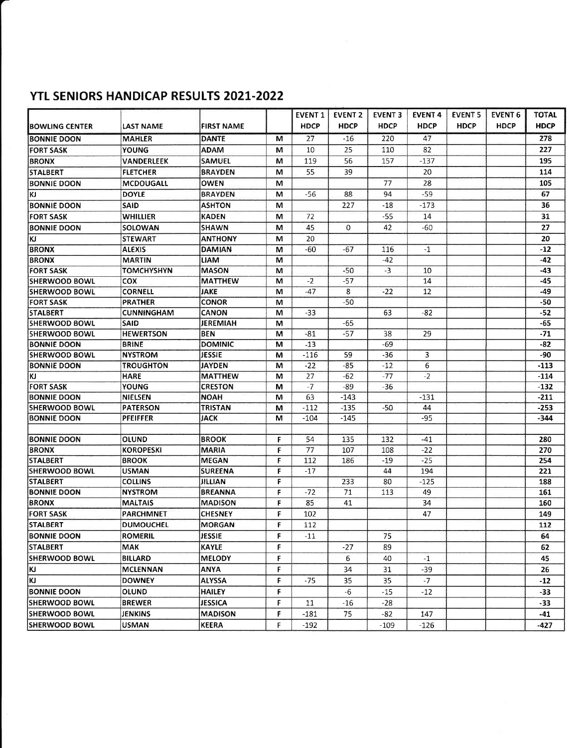# YTL SENIORS HANDICAP RESULTS 2021-2022

| BOWLING CENTER | LAST NAME | FIRST NAME | | EVENT 1 HDCP | EVENT 2 HDCP | EVENT 3 HDCP | EVENT 4 HDCP | EVENT 5 HDCP | EVENT 6 HDCP | TOTAL HDCP |
|---|---|---|---|---|---|---|---|---|---|---|
| BONNIE DOON | MAHLER | DANTE | M | 27 | -16 | 220 | 47 | | | 278 |
| FORT SASK | YOUNG | ADAM | M | 10 | 25 | 110 | 82 | | | 227 |
| BRONX | VANDERLEEK | SAMUEL | M | 119 | 56 | 157 | -137 | | | 195 |
| STALBERT | FLETCHER | BRAYDEN | M | 55 | 39 | | 20 | | | 114 |
| BONNIE DOON | MCDOUGALL | OWEN | M | | | 77 | 28 | | | 105 |
| KJ | DOYLE | BRAYDEN | M | -56 | 88 | 94 | -59 | | | 67 |
| BONNIE DOON | SAID | ASHTON | M | | 227 | -18 | -173 | | | 36 |
| FORT SASK | WHILLIER | KADEN | M | 72 | | -55 | 14 | | | 31 |
| BONNIE DOON | SOLOWAN | SHAWN | M | 45 | 0 | 42 | -60 | | | 27 |
| KJ | STEWART | ANTHONY | M | 20 | | | | | | 20 |
| BRONX | ALEXIS | DAMIAN | M | -60 | -67 | 116 | -1 | | | -12 |
| BRONX | MARTIN | LIAM | M | | | -42 | | | | -42 |
| FORT SASK | TOMCHYSHYN | MASON | M | | -50 | -3 | 10 | | | -43 |
| SHERWOOD BOWL | COX | MATTHEW | M | -2 | -57 | | 14 | | | -45 |
| SHERWOOD BOWL | CORNELL | JAKE | M | -47 | 8 | -22 | 12 | | | -49 |
| FORT SASK | PRATHER | CONOR | M | | -50 | | | | | -50 |
| STALBERT | CUNNINGHAM | CANON | M | -33 | | 63 | -82 | | | -52 |
| SHERWOOD BOWL | SAID | JEREMIAH | M | | -65 | | | | | -65 |
| SHERWOOD BOWL | HEWERTSON | BEN | M | -81 | -57 | 38 | 29 | | | -71 |
| BONNIE DOON | BRINE | DOMINIC | M | -13 | | -69 | | | | -82 |
| SHERWOOD BOWL | NYSTROM | JESSIE | M | -116 | 59 | -36 | 3 | | | -90 |
| BONNIE DOON | TROUGHTON | JAYDEN | M | -22 | -85 | -12 | 6 | | | -113 |
| KJ | HARE | MATTHEW | M | 27 | -62 | -77 | -2 | | | -114 |
| FORT SASK | YOUNG | CRESTON | M | -7 | -89 | -36 | | | | -132 |
| BONNIE DOON | NIELSEN | NOAH | M | 63 | -143 | | -131 | | | -211 |
| SHERWOOD BOWL | PATERSON | TRISTAN | M | -112 | -135 | -50 | 44 | | | -253 |
| BONNIE DOON | PFEIFFER | JACK | M | -104 | -145 | | -95 | | | -344 |
| | | | | | | | | | | |
| BONNIE DOON | OLUND | BROOK | F | 54 | 135 | 132 | -41 | | | 280 |
| BRONX | KOROPESKI | MARIA | F | 77 | 107 | 108 | -22 | | | 270 |
| STALBERT | BROOK | MEGAN | F | 112 | 186 | -19 | -25 | | | 254 |
| SHERWOOD BOWL | USMAN | SUREENA | F | -17 | | 44 | 194 | | | 221 |
| STALBERT | COLLINS | JILLIAN | F | | 233 | 80 | -125 | | | 188 |
| BONNIE DOON | NYSTROM | BREANNA | F | -72 | 71 | 113 | 49 | | | 161 |
| BRONX | MALTAIS | MADISON | F | 85 | 41 | | 34 | | | 160 |
| FORT SASK | PARCHMNET | CHESNEY | F | 102 | | | 47 | | | 149 |
| STALBERT | DUMOUCHEL | MORGAN | F | 112 | | | | | | 112 |
| BONNIE DOON | ROMERIL | JESSIE | F | -11 | | 75 | | | | 64 |
| STALBERT | MAK | KAYLE | F | | -27 | 89 | | | | 62 |
| SHERWOOD BOWL | BILLARD | MELODY | F | | 6 | 40 | -1 | | | 45 |
| KJ | MCLENNAN | ANYA | F | | 34 | 31 | -39 | | | 26 |
| KJ | DOWNEY | ALYSSA | F | -75 | 35 | 35 | -7 | | | -12 |
| BONNIE DOON | OLUND | HAILEY | F | | -6 | -15 | -12 | | | -33 |
| SHERWOOD BOWL | BREWER | JESSICA | F | 11 | -16 | -28 | | | | -33 |
| SHERWOOD BOWL | JENKINS | MADISON | F | -181 | 75 | -82 | 147 | | | -41 |
| SHERWOOD BOWL | USMAN | KEERA | F | -192 | | -109 | -126 | | | -427 |